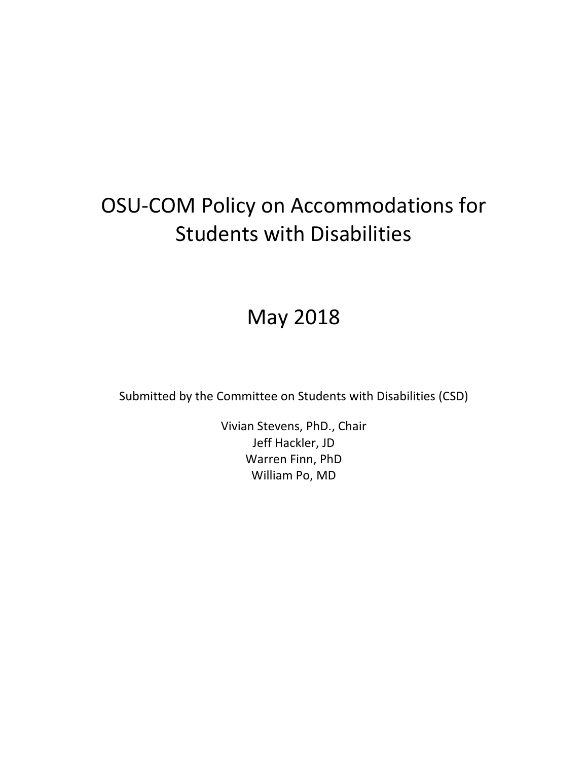# OSU-COM Policy on Accommodations for Students with Disabilities

May 2018

Submitted by the Committee on Students with Disabilities (CSD)

Vivian Stevens, PhD., Chair  
Jeff Hackler, JD  
Warren Finn, PhD  
William Po, MD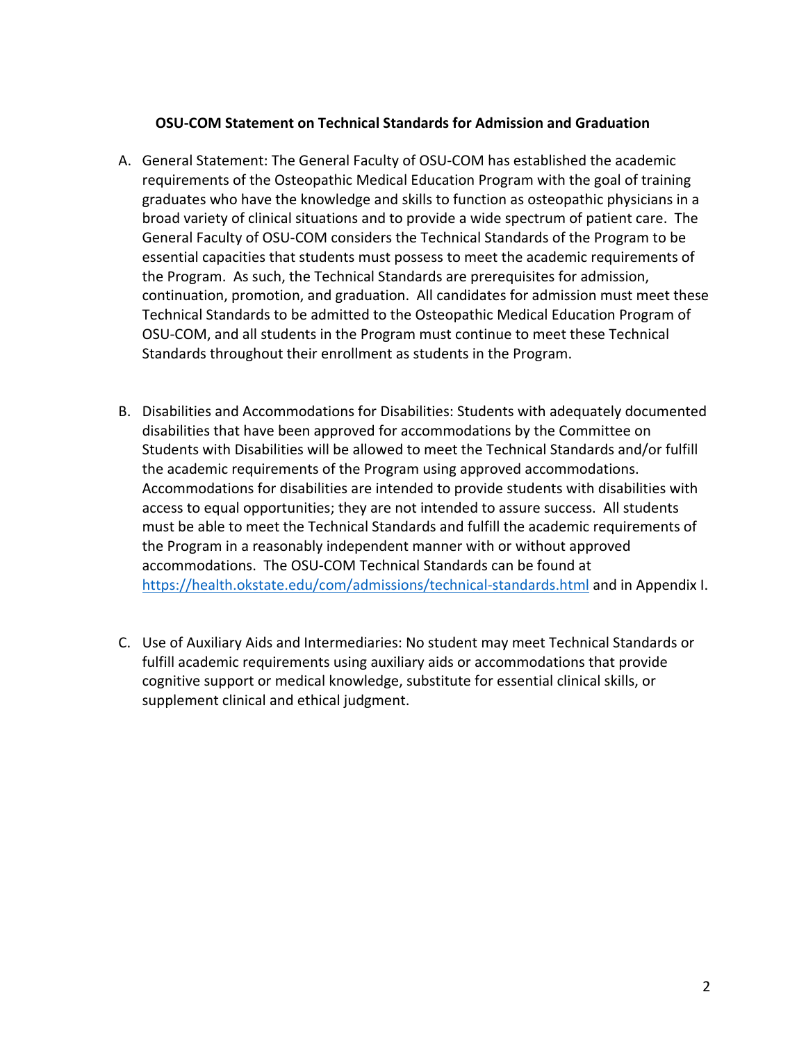**OSU-COM Statement on Technical Standards for Admission and Graduation**

A. General Statement: The General Faculty of OSU-COM has established the academic requirements of the Osteopathic Medical Education Program with the goal of training graduates who have the knowledge and skills to function as osteopathic physicians in a broad variety of clinical situations and to provide a wide spectrum of patient care. The General Faculty of OSU-COM considers the Technical Standards of the Program to be essential capacities that students must possess to meet the academic requirements of the Program. As such, the Technical Standards are prerequisites for admission, continuation, promotion, and graduation. All candidates for admission must meet these Technical Standards to be admitted to the Osteopathic Medical Education Program of OSU-COM, and all students in the Program must continue to meet these Technical Standards throughout their enrollment as students in the Program.

B. Disabilities and Accommodations for Disabilities: Students with adequately documented disabilities that have been approved for accommodations by the Committee on Students with Disabilities will be allowed to meet the Technical Standards and/or fulfill the academic requirements of the Program using approved accommodations. Accommodations for disabilities are intended to provide students with disabilities with access to equal opportunities; they are not intended to assure success. All students must be able to meet the Technical Standards and fulfill the academic requirements of the Program in a reasonably independent manner with or without approved accommodations. The OSU-COM Technical Standards can be found at https://health.okstate.edu/com/admissions/technical-standards.html and in Appendix I.

C. Use of Auxiliary Aids and Intermediaries: No student may meet Technical Standards or fulfill academic requirements using auxiliary aids or accommodations that provide cognitive support or medical knowledge, substitute for essential clinical skills, or supplement clinical and ethical judgment.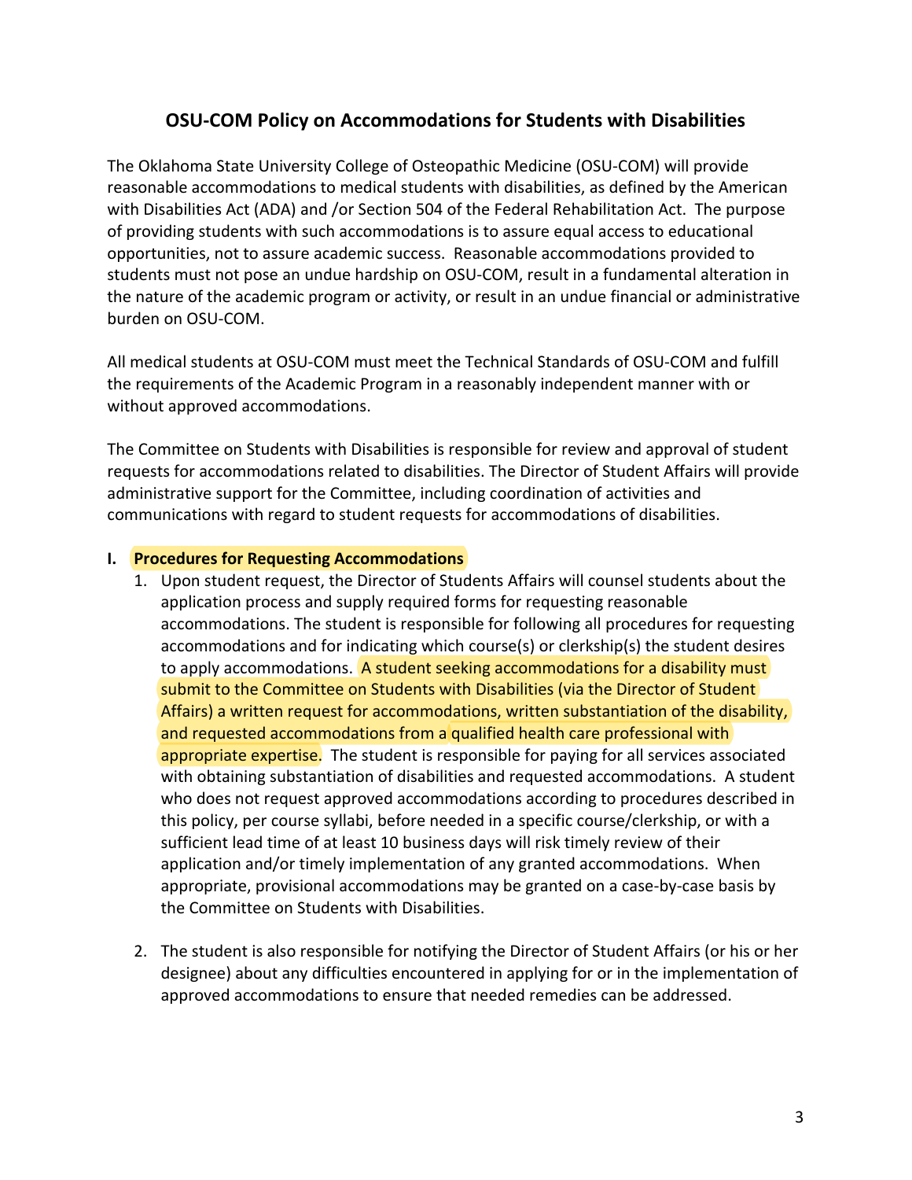## OSU-COM Policy on Accommodations for Students with Disabilities

The Oklahoma State University College of Osteopathic Medicine (OSU-COM) will provide reasonable accommodations to medical students with disabilities, as defined by the American with Disabilities Act (ADA) and /or Section 504 of the Federal Rehabilitation Act. The purpose of providing students with such accommodations is to assure equal access to educational opportunities, not to assure academic success. Reasonable accommodations provided to students must not pose an undue hardship on OSU-COM, result in a fundamental alteration in the nature of the academic program or activity, or result in an undue financial or administrative burden on OSU-COM.

All medical students at OSU-COM must meet the Technical Standards of OSU-COM and fulfill the requirements of the Academic Program in a reasonably independent manner with or without approved accommodations.

The Committee on Students with Disabilities is responsible for review and approval of student requests for accommodations related to disabilities. The Director of Student Affairs will provide administrative support for the Committee, including coordination of activities and communications with regard to student requests for accommodations of disabilities.

**I. Procedures for Requesting Accommodations**

1. Upon student request, the Director of Students Affairs will counsel students about the application process and supply required forms for requesting reasonable accommodations. The student is responsible for following all procedures for requesting accommodations and for indicating which course(s) or clerkship(s) the student desires to apply accommodations. A student seeking accommodations for a disability must submit to the Committee on Students with Disabilities (via the Director of Student Affairs) a written request for accommodations, written substantiation of the disability, and requested accommodations from a qualified health care professional with appropriate expertise. The student is responsible for paying for all services associated with obtaining substantiation of disabilities and requested accommodations. A student who does not request approved accommodations according to procedures described in this policy, per course syllabi, before needed in a specific course/clerkship, or with a sufficient lead time of at least 10 business days will risk timely review of their application and/or timely implementation of any granted accommodations. When appropriate, provisional accommodations may be granted on a case-by-case basis by the Committee on Students with Disabilities.

2. The student is also responsible for notifying the Director of Student Affairs (or his or her designee) about any difficulties encountered in applying for or in the implementation of approved accommodations to ensure that needed remedies can be addressed.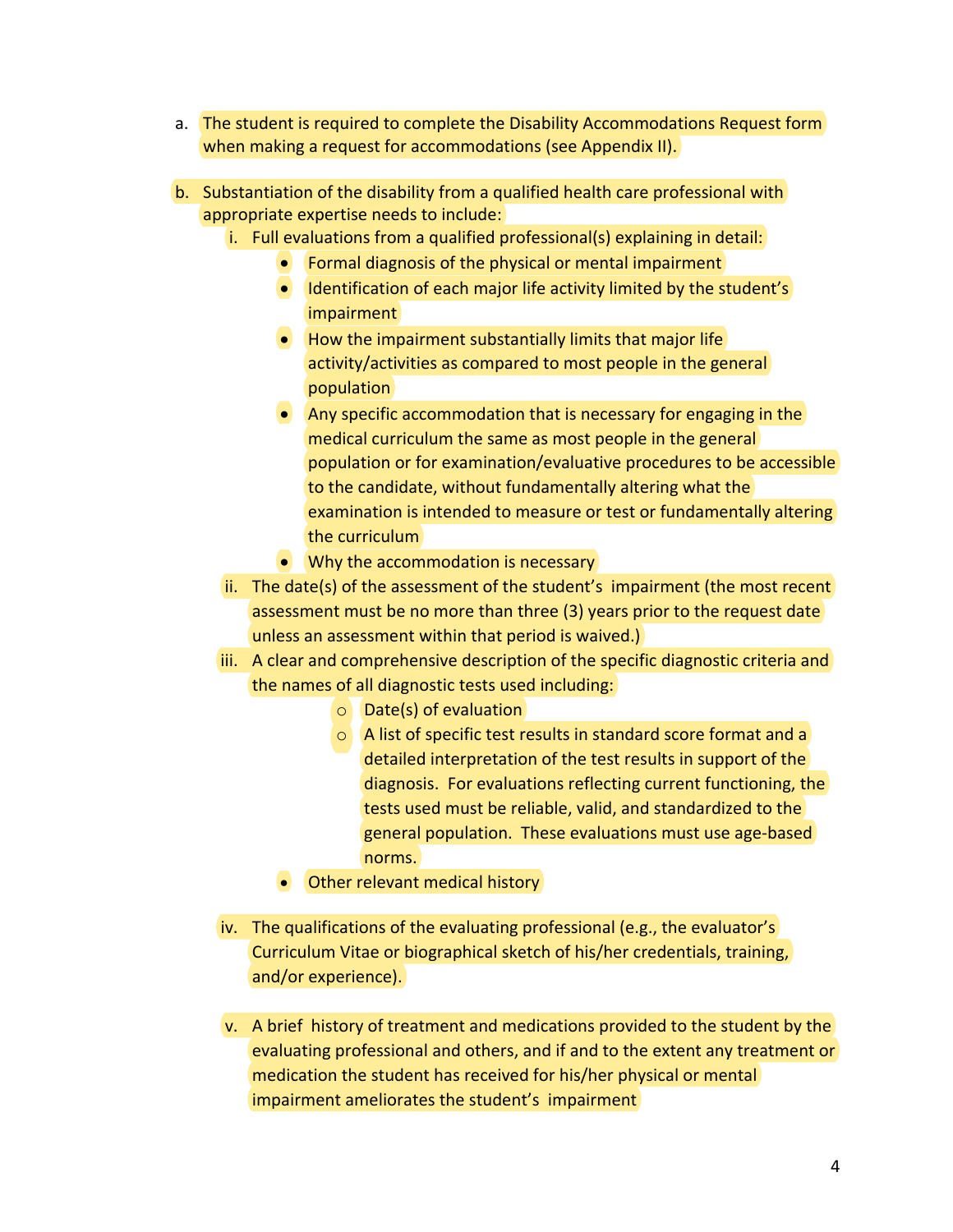a. The student is required to complete the Disability Accommodations Request form when making a request for accommodations (see Appendix II).

b. Substantiation of the disability from a qualified health care professional with appropriate expertise needs to include:

   i. Full evaluations from a qualified professional(s) explaining in detail:
      - Formal diagnosis of the physical or mental impairment
      - Identification of each major life activity limited by the student's impairment
      - How the impairment substantially limits that major life activity/activities as compared to most people in the general population
      - Any specific accommodation that is necessary for engaging in the medical curriculum the same as most people in the general population or for examination/evaluative procedures to be accessible to the candidate, without fundamentally altering what the examination is intended to measure or test or fundamentally altering the curriculum
      - Why the accommodation is necessary

   ii. The date(s) of the assessment of the student's impairment (the most recent assessment must be no more than three (3) years prior to the request date unless an assessment within that period is waived.)

   iii. A clear and comprehensive description of the specific diagnostic criteria and the names of all diagnostic tests used including:
      - Date(s) of evaluation
      - A list of specific test results in standard score format and a detailed interpretation of the test results in support of the diagnosis. For evaluations reflecting current functioning, the tests used must be reliable, valid, and standardized to the general population. These evaluations must use age-based norms.
      - Other relevant medical history

   iv. The qualifications of the evaluating professional (e.g., the evaluator's Curriculum Vitae or biographical sketch of his/her credentials, training, and/or experience).

   v. A brief history of treatment and medications provided to the student by the evaluating professional and others, and if and to the extent any treatment or medication the student has received for his/her physical or mental impairment ameliorates the student's impairment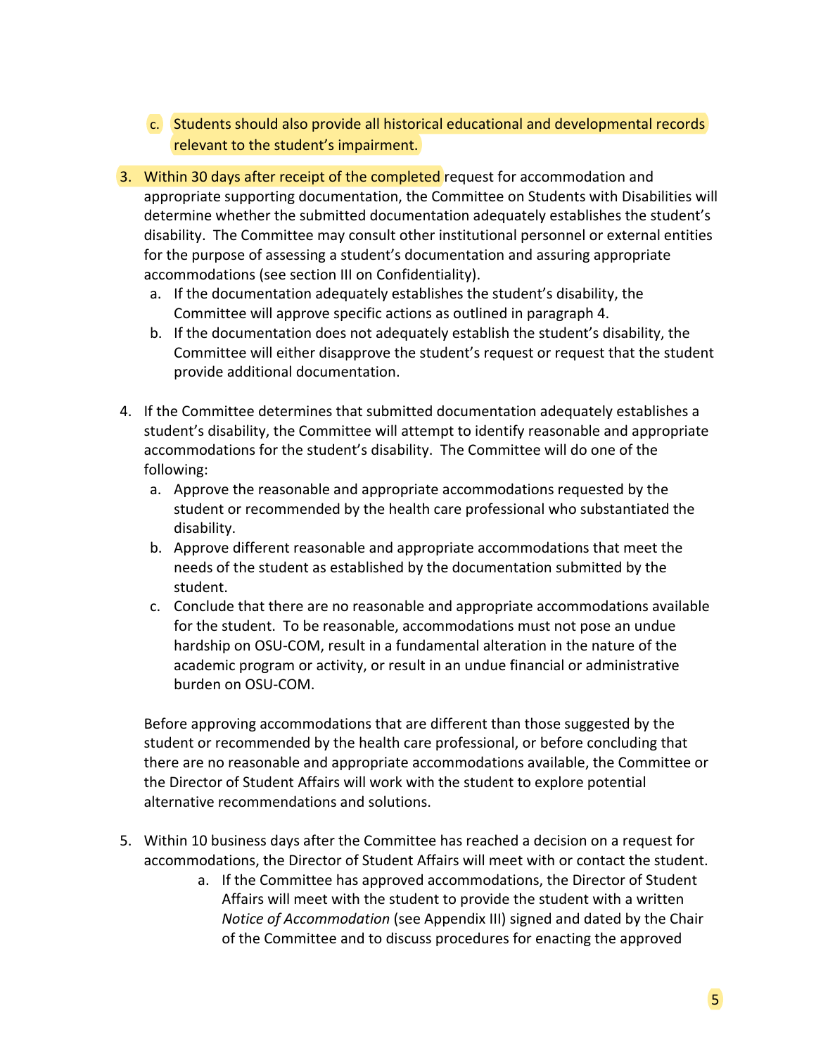c. Students should also provide all historical educational and developmental records relevant to the student's impairment.

3. Within 30 days after receipt of the completed request for accommodation and appropriate supporting documentation, the Committee on Students with Disabilities will determine whether the submitted documentation adequately establishes the student's disability. The Committee may consult other institutional personnel or external entities for the purpose of assessing a student's documentation and assuring appropriate accommodations (see section III on Confidentiality).
   a. If the documentation adequately establishes the student's disability, the Committee will approve specific actions as outlined in paragraph 4.
   b. If the documentation does not adequately establish the student's disability, the Committee will either disapprove the student's request or request that the student provide additional documentation.

4. If the Committee determines that submitted documentation adequately establishes a student's disability, the Committee will attempt to identify reasonable and appropriate accommodations for the student's disability. The Committee will do one of the following:
   a. Approve the reasonable and appropriate accommodations requested by the student or recommended by the health care professional who substantiated the disability.
   b. Approve different reasonable and appropriate accommodations that meet the needs of the student as established by the documentation submitted by the student.
   c. Conclude that there are no reasonable and appropriate accommodations available for the student. To be reasonable, accommodations must not pose an undue hardship on OSU-COM, result in a fundamental alteration in the nature of the academic program or activity, or result in an undue financial or administrative burden on OSU-COM.

   Before approving accommodations that are different than those suggested by the student or recommended by the health care professional, or before concluding that there are no reasonable and appropriate accommodations available, the Committee or the Director of Student Affairs will work with the student to explore potential alternative recommendations and solutions.

5. Within 10 business days after the Committee has reached a decision on a request for accommodations, the Director of Student Affairs will meet with or contact the student.
   a. If the Committee has approved accommodations, the Director of Student Affairs will meet with the student to provide the student with a written *Notice of Accommodation* (see Appendix III) signed and dated by the Chair of the Committee and to discuss procedures for enacting the approved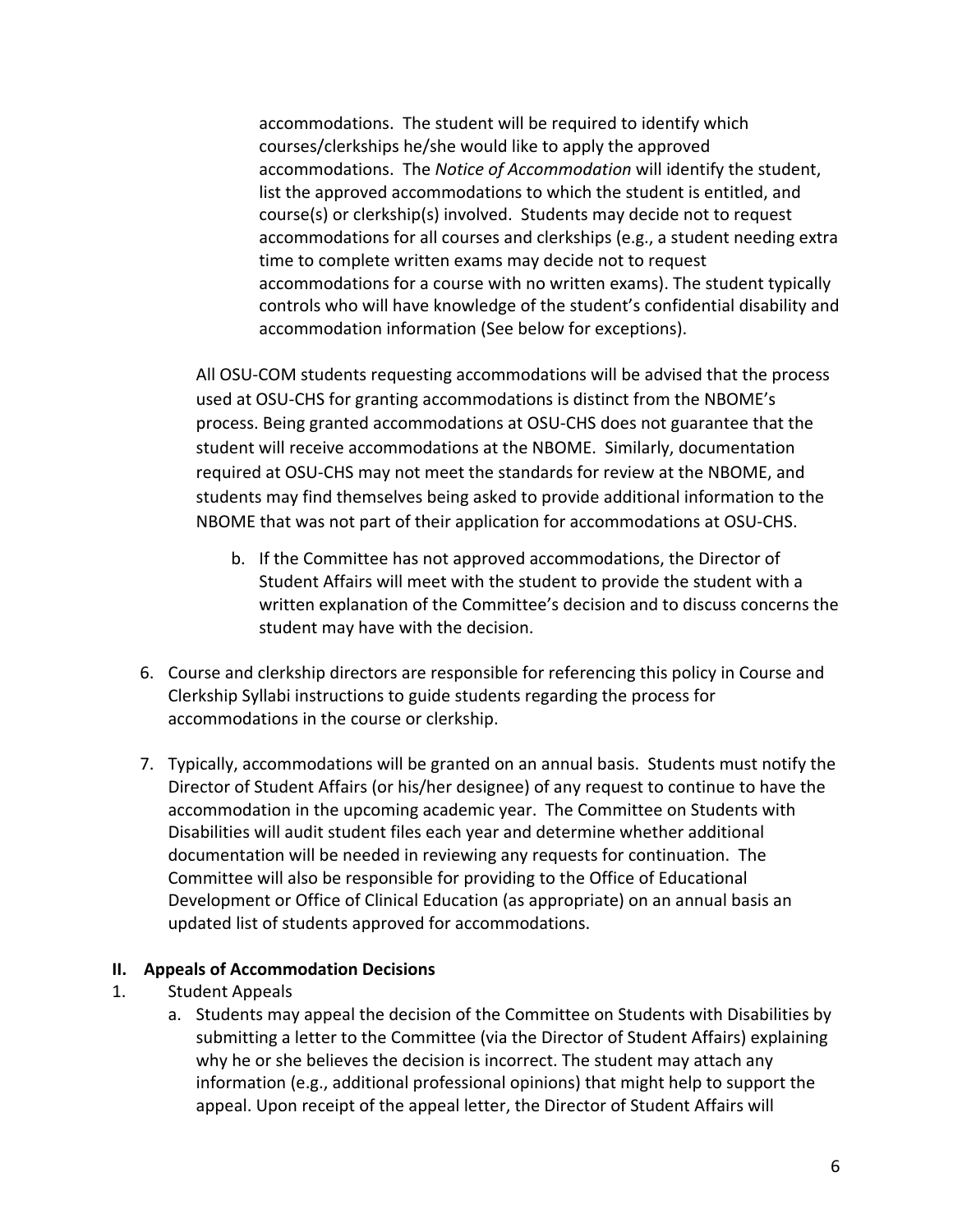accommodations. The student will be required to identify which courses/clerkships he/she would like to apply the approved accommodations. The *Notice of Accommodation* will identify the student, list the approved accommodations to which the student is entitled, and course(s) or clerkship(s) involved. Students may decide not to request accommodations for all courses and clerkships (e.g., a student needing extra time to complete written exams may decide not to request accommodations for a course with no written exams). The student typically controls who will have knowledge of the student's confidential disability and accommodation information (See below for exceptions).

All OSU-COM students requesting accommodations will be advised that the process used at OSU-CHS for granting accommodations is distinct from the NBOME's process. Being granted accommodations at OSU-CHS does not guarantee that the student will receive accommodations at the NBOME. Similarly, documentation required at OSU-CHS may not meet the standards for review at the NBOME, and students may find themselves being asked to provide additional information to the NBOME that was not part of their application for accommodations at OSU-CHS.

b. If the Committee has not approved accommodations, the Director of Student Affairs will meet with the student to provide the student with a written explanation of the Committee's decision and to discuss concerns the student may have with the decision.

6. Course and clerkship directors are responsible for referencing this policy in Course and Clerkship Syllabi instructions to guide students regarding the process for accommodations in the course or clerkship.

7. Typically, accommodations will be granted on an annual basis. Students must notify the Director of Student Affairs (or his/her designee) of any request to continue to have the accommodation in the upcoming academic year. The Committee on Students with Disabilities will audit student files each year and determine whether additional documentation will be needed in reviewing any requests for continuation. The Committee will also be responsible for providing to the Office of Educational Development or Office of Clinical Education (as appropriate) on an annual basis an updated list of students approved for accommodations.

## II. Appeals of Accommodation Decisions

1. Student Appeals
   a. Students may appeal the decision of the Committee on Students with Disabilities by submitting a letter to the Committee (via the Director of Student Affairs) explaining why he or she believes the decision is incorrect. The student may attach any information (e.g., additional professional opinions) that might help to support the appeal. Upon receipt of the appeal letter, the Director of Student Affairs will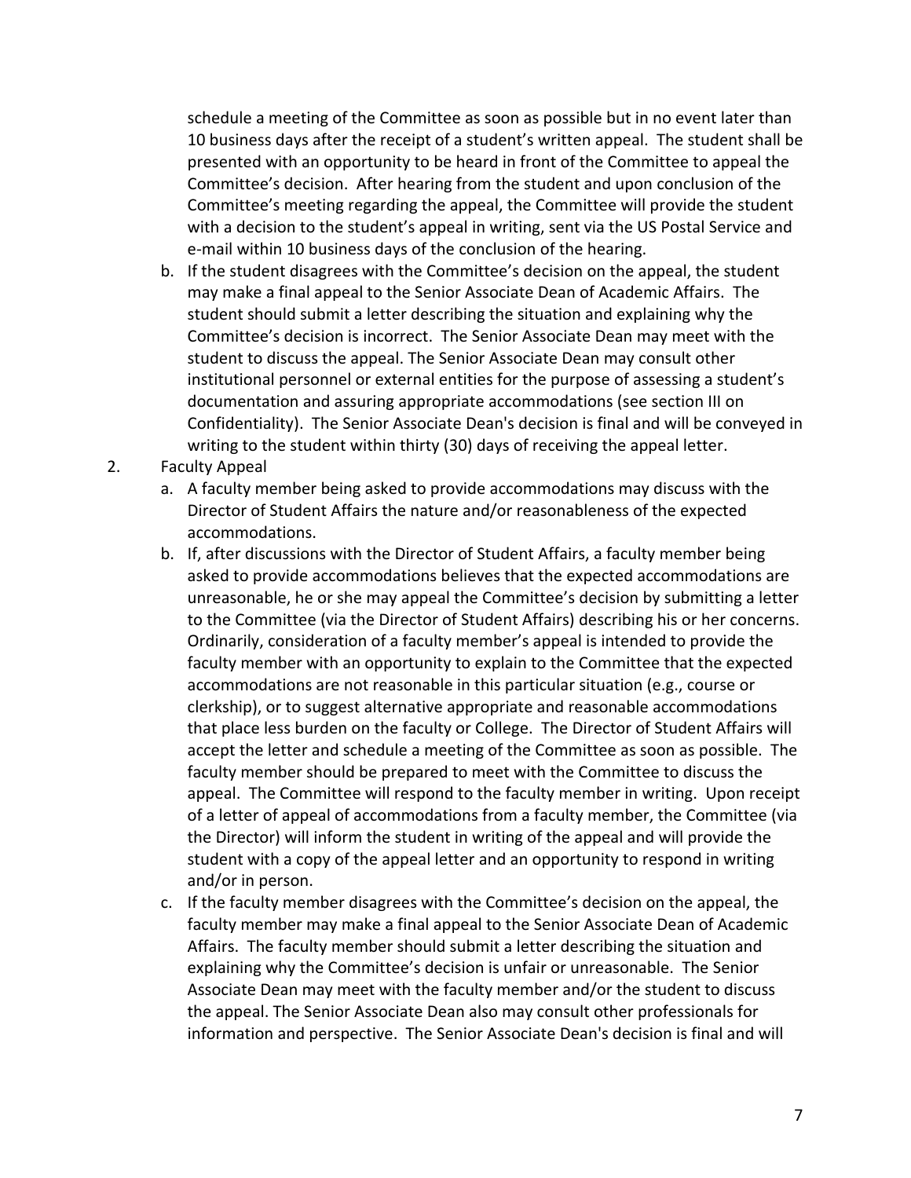schedule a meeting of the Committee as soon as possible but in no event later than 10 business days after the receipt of a student's written appeal. The student shall be presented with an opportunity to be heard in front of the Committee to appeal the Committee's decision. After hearing from the student and upon conclusion of the Committee's meeting regarding the appeal, the Committee will provide the student with a decision to the student's appeal in writing, sent via the US Postal Service and e-mail within 10 business days of the conclusion of the hearing.

   b. If the student disagrees with the Committee's decision on the appeal, the student may make a final appeal to the Senior Associate Dean of Academic Affairs. The student should submit a letter describing the situation and explaining why the Committee's decision is incorrect. The Senior Associate Dean may meet with the student to discuss the appeal. The Senior Associate Dean may consult other institutional personnel or external entities for the purpose of assessing a student's documentation and assuring appropriate accommodations (see section III on Confidentiality). The Senior Associate Dean's decision is final and will be conveyed in writing to the student within thirty (30) days of receiving the appeal letter.

2. Faculty Appeal
   a. A faculty member being asked to provide accommodations may discuss with the Director of Student Affairs the nature and/or reasonableness of the expected accommodations.
   b. If, after discussions with the Director of Student Affairs, a faculty member being asked to provide accommodations believes that the expected accommodations are unreasonable, he or she may appeal the Committee's decision by submitting a letter to the Committee (via the Director of Student Affairs) describing his or her concerns. Ordinarily, consideration of a faculty member's appeal is intended to provide the faculty member with an opportunity to explain to the Committee that the expected accommodations are not reasonable in this particular situation (e.g., course or clerkship), or to suggest alternative appropriate and reasonable accommodations that place less burden on the faculty or College. The Director of Student Affairs will accept the letter and schedule a meeting of the Committee as soon as possible. The faculty member should be prepared to meet with the Committee to discuss the appeal. The Committee will respond to the faculty member in writing. Upon receipt of a letter of appeal of accommodations from a faculty member, the Committee (via the Director) will inform the student in writing of the appeal and will provide the student with a copy of the appeal letter and an opportunity to respond in writing and/or in person.
   c. If the faculty member disagrees with the Committee's decision on the appeal, the faculty member may make a final appeal to the Senior Associate Dean of Academic Affairs. The faculty member should submit a letter describing the situation and explaining why the Committee's decision is unfair or unreasonable. The Senior Associate Dean may meet with the faculty member and/or the student to discuss the appeal. The Senior Associate Dean also may consult other professionals for information and perspective. The Senior Associate Dean's decision is final and will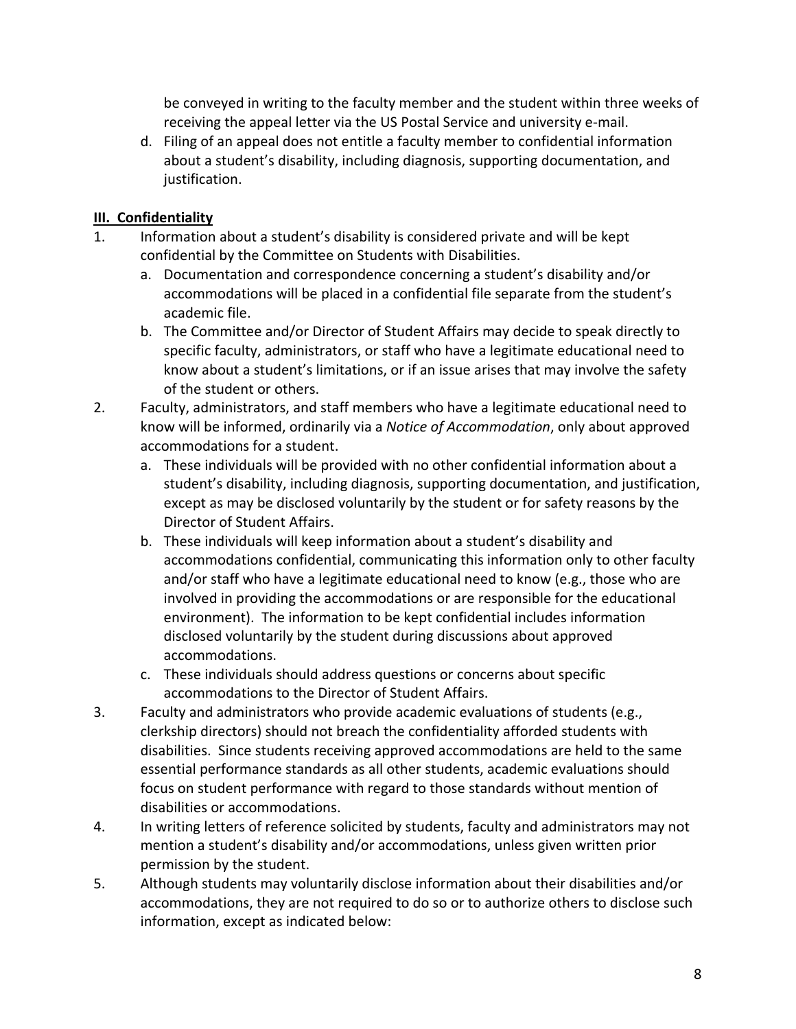be conveyed in writing to the faculty member and the student within three weeks of receiving the appeal letter via the US Postal Service and university e-mail.

d. Filing of an appeal does not entitle a faculty member to confidential information about a student's disability, including diagnosis, supporting documentation, and justification.

## **<u>III. Confidentiality</u>**

1. Information about a student's disability is considered private and will be kept confidential by the Committee on Students with Disabilities.
   a. Documentation and correspondence concerning a student's disability and/or accommodations will be placed in a confidential file separate from the student's academic file.
   b. The Committee and/or Director of Student Affairs may decide to speak directly to specific faculty, administrators, or staff who have a legitimate educational need to know about a student's limitations, or if an issue arises that may involve the safety of the student or others.
2. Faculty, administrators, and staff members who have a legitimate educational need to know will be informed, ordinarily via a *Notice of Accommodation*, only about approved accommodations for a student.
   a. These individuals will be provided with no other confidential information about a student's disability, including diagnosis, supporting documentation, and justification, except as may be disclosed voluntarily by the student or for safety reasons by the Director of Student Affairs.
   b. These individuals will keep information about a student's disability and accommodations confidential, communicating this information only to other faculty and/or staff who have a legitimate educational need to know (e.g., those who are involved in providing the accommodations or are responsible for the educational environment). The information to be kept confidential includes information disclosed voluntarily by the student during discussions about approved accommodations.
   c. These individuals should address questions or concerns about specific accommodations to the Director of Student Affairs.
3. Faculty and administrators who provide academic evaluations of students (e.g., clerkship directors) should not breach the confidentiality afforded students with disabilities. Since students receiving approved accommodations are held to the same essential performance standards as all other students, academic evaluations should focus on student performance with regard to those standards without mention of disabilities or accommodations.
4. In writing letters of reference solicited by students, faculty and administrators may not mention a student's disability and/or accommodations, unless given written prior permission by the student.
5. Although students may voluntarily disclose information about their disabilities and/or accommodations, they are not required to do so or to authorize others to disclose such information, except as indicated below: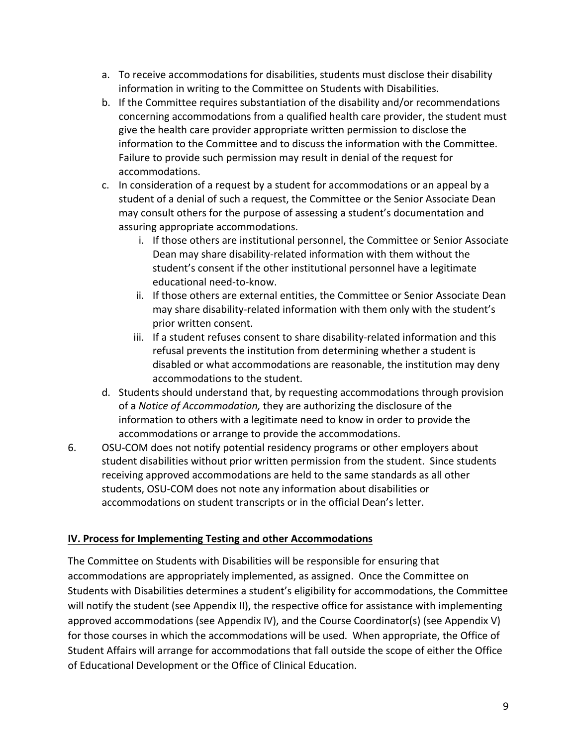a. To receive accommodations for disabilities, students must disclose their disability information in writing to the Committee on Students with Disabilities.
b. If the Committee requires substantiation of the disability and/or recommendations concerning accommodations from a qualified health care provider, the student must give the health care provider appropriate written permission to disclose the information to the Committee and to discuss the information with the Committee. Failure to provide such permission may result in denial of the request for accommodations.
c. In consideration of a request by a student for accommodations or an appeal by a student of a denial of such a request, the Committee or the Senior Associate Dean may consult others for the purpose of assessing a student's documentation and assuring appropriate accommodations.
    i. If those others are institutional personnel, the Committee or Senior Associate Dean may share disability-related information with them without the student's consent if the other institutional personnel have a legitimate educational need-to-know.
    ii. If those others are external entities, the Committee or Senior Associate Dean may share disability-related information with them only with the student's prior written consent.
    iii. If a student refuses consent to share disability-related information and this refusal prevents the institution from determining whether a student is disabled or what accommodations are reasonable, the institution may deny accommodations to the student.
d. Students should understand that, by requesting accommodations through provision of a *Notice of Accommodation,* they are authorizing the disclosure of the information to others with a legitimate need to know in order to provide the accommodations or arrange to provide the accommodations.

6. OSU-COM does not notify potential residency programs or other employers about student disabilities without prior written permission from the student. Since students receiving approved accommodations are held to the same standards as all other students, OSU-COM does not note any information about disabilities or accommodations on student transcripts or in the official Dean's letter.

## IV. Process for Implementing Testing and other Accommodations

The Committee on Students with Disabilities will be responsible for ensuring that accommodations are appropriately implemented, as assigned. Once the Committee on Students with Disabilities determines a student's eligibility for accommodations, the Committee will notify the student (see Appendix II), the respective office for assistance with implementing approved accommodations (see Appendix IV), and the Course Coordinator(s) (see Appendix V) for those courses in which the accommodations will be used. When appropriate, the Office of Student Affairs will arrange for accommodations that fall outside the scope of either the Office of Educational Development or the Office of Clinical Education.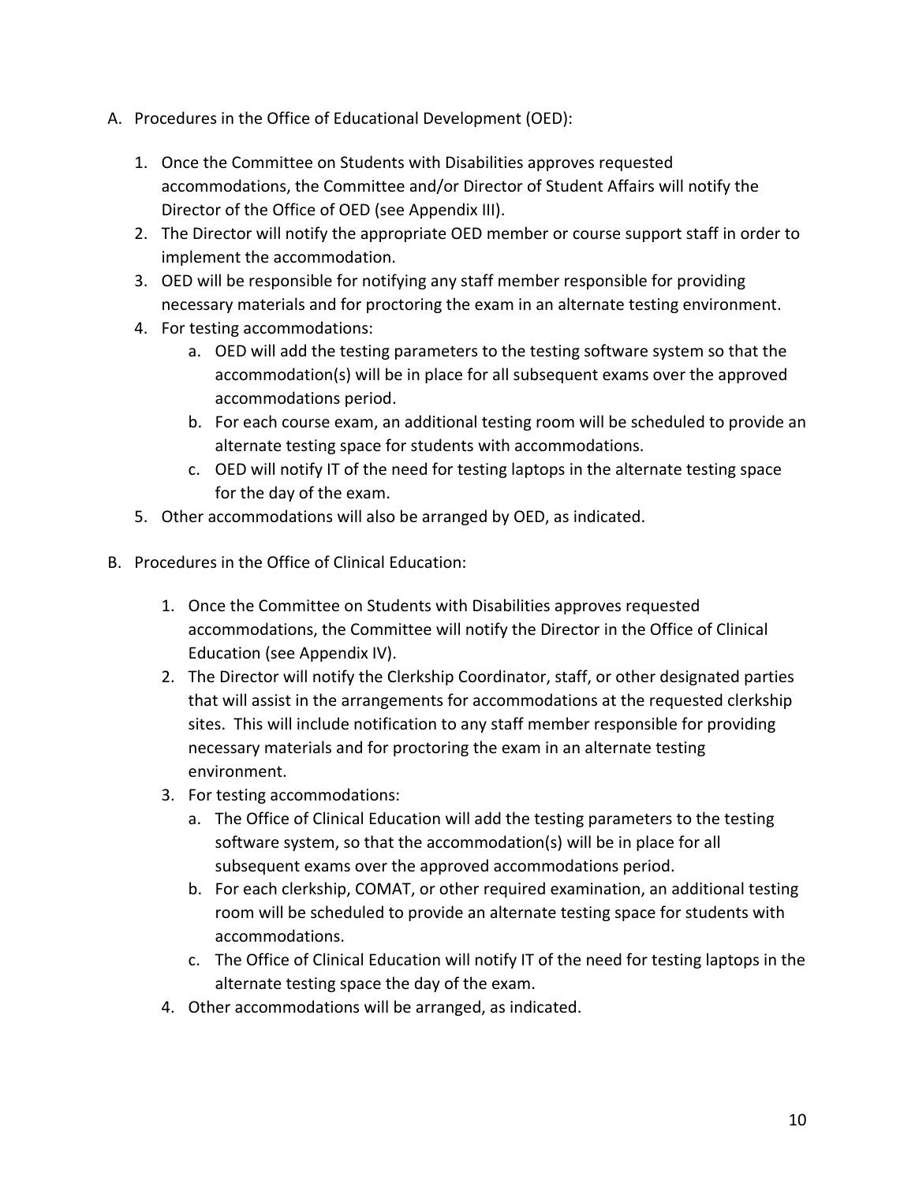A. Procedures in the Office of Educational Development (OED):

   1. Once the Committee on Students with Disabilities approves requested accommodations, the Committee and/or Director of Student Affairs will notify the Director of the Office of OED (see Appendix III).
   2. The Director will notify the appropriate OED member or course support staff in order to implement the accommodation.
   3. OED will be responsible for notifying any staff member responsible for providing necessary materials and for proctoring the exam in an alternate testing environment.
   4. For testing accommodations:
      a. OED will add the testing parameters to the testing software system so that the accommodation(s) will be in place for all subsequent exams over the approved accommodations period.
      b. For each course exam, an additional testing room will be scheduled to provide an alternate testing space for students with accommodations.
      c. OED will notify IT of the need for testing laptops in the alternate testing space for the day of the exam.
   5. Other accommodations will also be arranged by OED, as indicated.

B. Procedures in the Office of Clinical Education:

   1. Once the Committee on Students with Disabilities approves requested accommodations, the Committee will notify the Director in the Office of Clinical Education (see Appendix IV).
   2. The Director will notify the Clerkship Coordinator, staff, or other designated parties that will assist in the arrangements for accommodations at the requested clerkship sites. This will include notification to any staff member responsible for providing necessary materials and for proctoring the exam in an alternate testing environment.
   3. For testing accommodations:
      a. The Office of Clinical Education will add the testing parameters to the testing software system, so that the accommodation(s) will be in place for all subsequent exams over the approved accommodations period.
      b. For each clerkship, COMAT, or other required examination, an additional testing room will be scheduled to provide an alternate testing space for students with accommodations.
      c. The Office of Clinical Education will notify IT of the need for testing laptops in the alternate testing space the day of the exam.
   4. Other accommodations will be arranged, as indicated.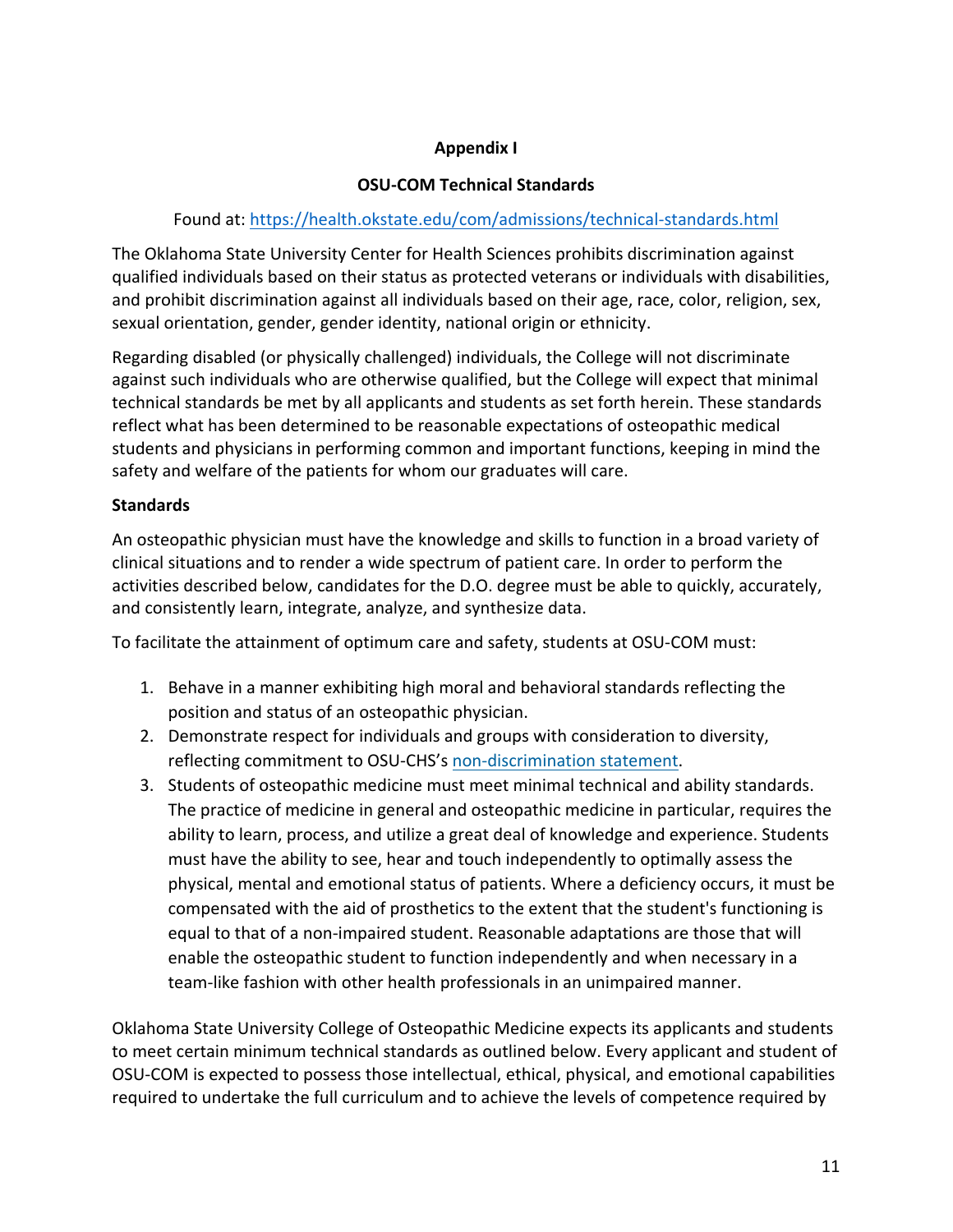## Appendix I

## OSU-COM Technical Standards

Found at: [https://health.okstate.edu/com/admissions/technical-standards.html](https://health.okstate.edu/com/admissions/technical-standards.html)

The Oklahoma State University Center for Health Sciences prohibits discrimination against qualified individuals based on their status as protected veterans or individuals with disabilities, and prohibit discrimination against all individuals based on their age, race, color, religion, sex, sexual orientation, gender, gender identity, national origin or ethnicity.

Regarding disabled (or physically challenged) individuals, the College will not discriminate against such individuals who are otherwise qualified, but the College will expect that minimal technical standards be met by all applicants and students as set forth herein. These standards reflect what has been determined to be reasonable expectations of osteopathic medical students and physicians in performing common and important functions, keeping in mind the safety and welfare of the patients for whom our graduates will care.

### Standards

An osteopathic physician must have the knowledge and skills to function in a broad variety of clinical situations and to render a wide spectrum of patient care. In order to perform the activities described below, candidates for the D.O. degree must be able to quickly, accurately, and consistently learn, integrate, analyze, and synthesize data.

To facilitate the attainment of optimum care and safety, students at OSU-COM must:

1. Behave in a manner exhibiting high moral and behavioral standards reflecting the position and status of an osteopathic physician.
2. Demonstrate respect for individuals and groups with consideration to diversity, reflecting commitment to OSU-CHS's non-discrimination statement.
3. Students of osteopathic medicine must meet minimal technical and ability standards. The practice of medicine in general and osteopathic medicine in particular, requires the ability to learn, process, and utilize a great deal of knowledge and experience. Students must have the ability to see, hear and touch independently to optimally assess the physical, mental and emotional status of patients. Where a deficiency occurs, it must be compensated with the aid of prosthetics to the extent that the student's functioning is equal to that of a non-impaired student. Reasonable adaptations are those that will enable the osteopathic student to function independently and when necessary in a team-like fashion with other health professionals in an unimpaired manner.

Oklahoma State University College of Osteopathic Medicine expects its applicants and students to meet certain minimum technical standards as outlined below. Every applicant and student of OSU-COM is expected to possess those intellectual, ethical, physical, and emotional capabilities required to undertake the full curriculum and to achieve the levels of competence required by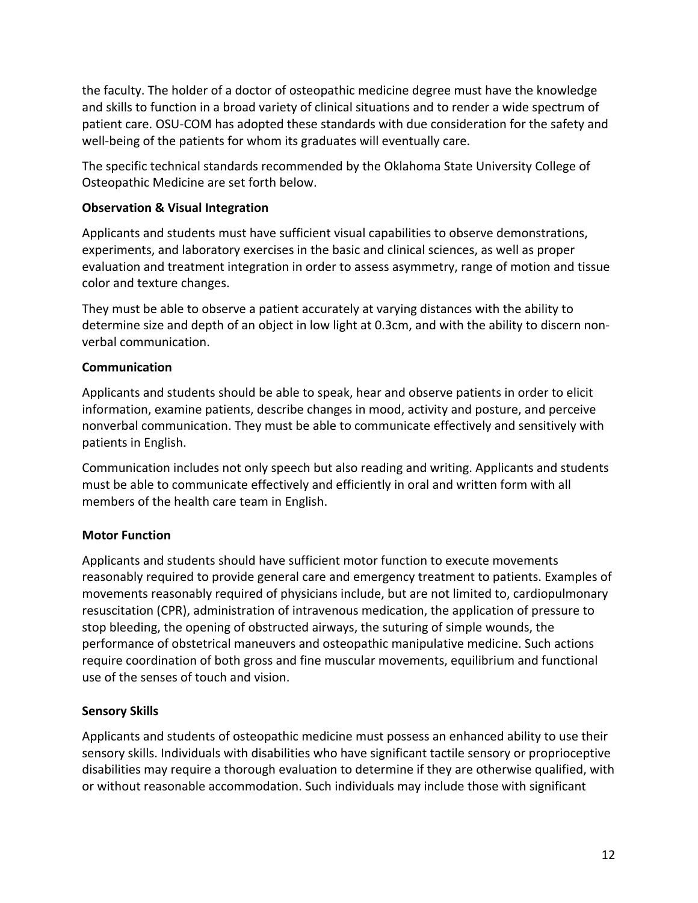the faculty. The holder of a doctor of osteopathic medicine degree must have the knowledge and skills to function in a broad variety of clinical situations and to render a wide spectrum of patient care. OSU-COM has adopted these standards with due consideration for the safety and well-being of the patients for whom its graduates will eventually care.

The specific technical standards recommended by the Oklahoma State University College of Osteopathic Medicine are set forth below.

**Observation & Visual Integration**

Applicants and students must have sufficient visual capabilities to observe demonstrations, experiments, and laboratory exercises in the basic and clinical sciences, as well as proper evaluation and treatment integration in order to assess asymmetry, range of motion and tissue color and texture changes.

They must be able to observe a patient accurately at varying distances with the ability to determine size and depth of an object in low light at 0.3cm, and with the ability to discern non-verbal communication.

**Communication**

Applicants and students should be able to speak, hear and observe patients in order to elicit information, examine patients, describe changes in mood, activity and posture, and perceive nonverbal communication. They must be able to communicate effectively and sensitively with patients in English.

Communication includes not only speech but also reading and writing. Applicants and students must be able to communicate effectively and efficiently in oral and written form with all members of the health care team in English.

**Motor Function**

Applicants and students should have sufficient motor function to execute movements reasonably required to provide general care and emergency treatment to patients. Examples of movements reasonably required of physicians include, but are not limited to, cardiopulmonary resuscitation (CPR), administration of intravenous medication, the application of pressure to stop bleeding, the opening of obstructed airways, the suturing of simple wounds, the performance of obstetrical maneuvers and osteopathic manipulative medicine. Such actions require coordination of both gross and fine muscular movements, equilibrium and functional use of the senses of touch and vision.

**Sensory Skills**

Applicants and students of osteopathic medicine must possess an enhanced ability to use their sensory skills. Individuals with disabilities who have significant tactile sensory or proprioceptive disabilities may require a thorough evaluation to determine if they are otherwise qualified, with or without reasonable accommodation. Such individuals may include those with significant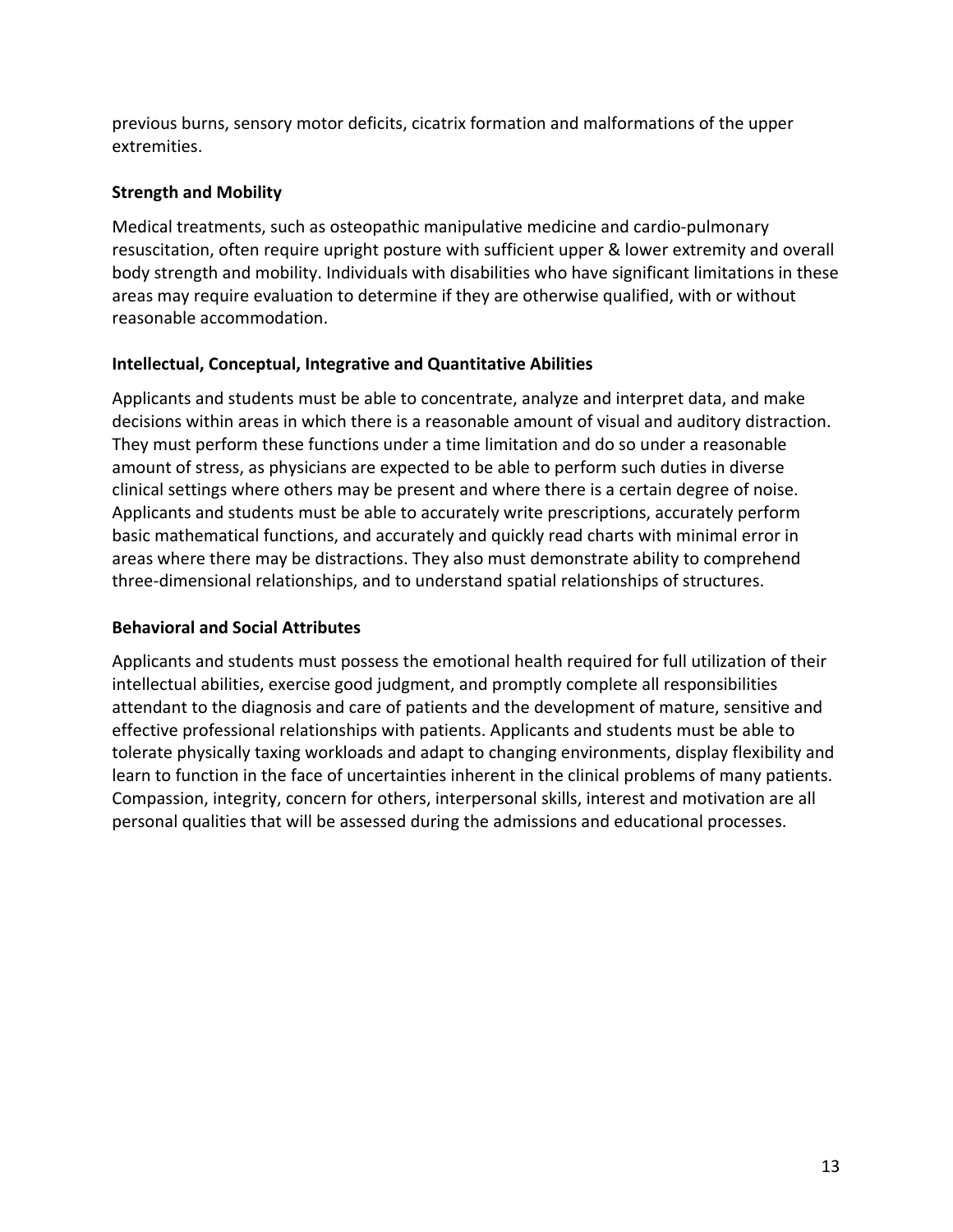previous burns, sensory motor deficits, cicatrix formation and malformations of the upper extremities.

**Strength and Mobility**

Medical treatments, such as osteopathic manipulative medicine and cardio-pulmonary resuscitation, often require upright posture with sufficient upper & lower extremity and overall body strength and mobility. Individuals with disabilities who have significant limitations in these areas may require evaluation to determine if they are otherwise qualified, with or without reasonable accommodation.

**Intellectual, Conceptual, Integrative and Quantitative Abilities**

Applicants and students must be able to concentrate, analyze and interpret data, and make decisions within areas in which there is a reasonable amount of visual and auditory distraction. They must perform these functions under a time limitation and do so under a reasonable amount of stress, as physicians are expected to be able to perform such duties in diverse clinical settings where others may be present and where there is a certain degree of noise. Applicants and students must be able to accurately write prescriptions, accurately perform basic mathematical functions, and accurately and quickly read charts with minimal error in areas where there may be distractions. They also must demonstrate ability to comprehend three-dimensional relationships, and to understand spatial relationships of structures.

**Behavioral and Social Attributes**

Applicants and students must possess the emotional health required for full utilization of their intellectual abilities, exercise good judgment, and promptly complete all responsibilities attendant to the diagnosis and care of patients and the development of mature, sensitive and effective professional relationships with patients. Applicants and students must be able to tolerate physically taxing workloads and adapt to changing environments, display flexibility and learn to function in the face of uncertainties inherent in the clinical problems of many patients. Compassion, integrity, concern for others, interpersonal skills, interest and motivation are all personal qualities that will be assessed during the admissions and educational processes.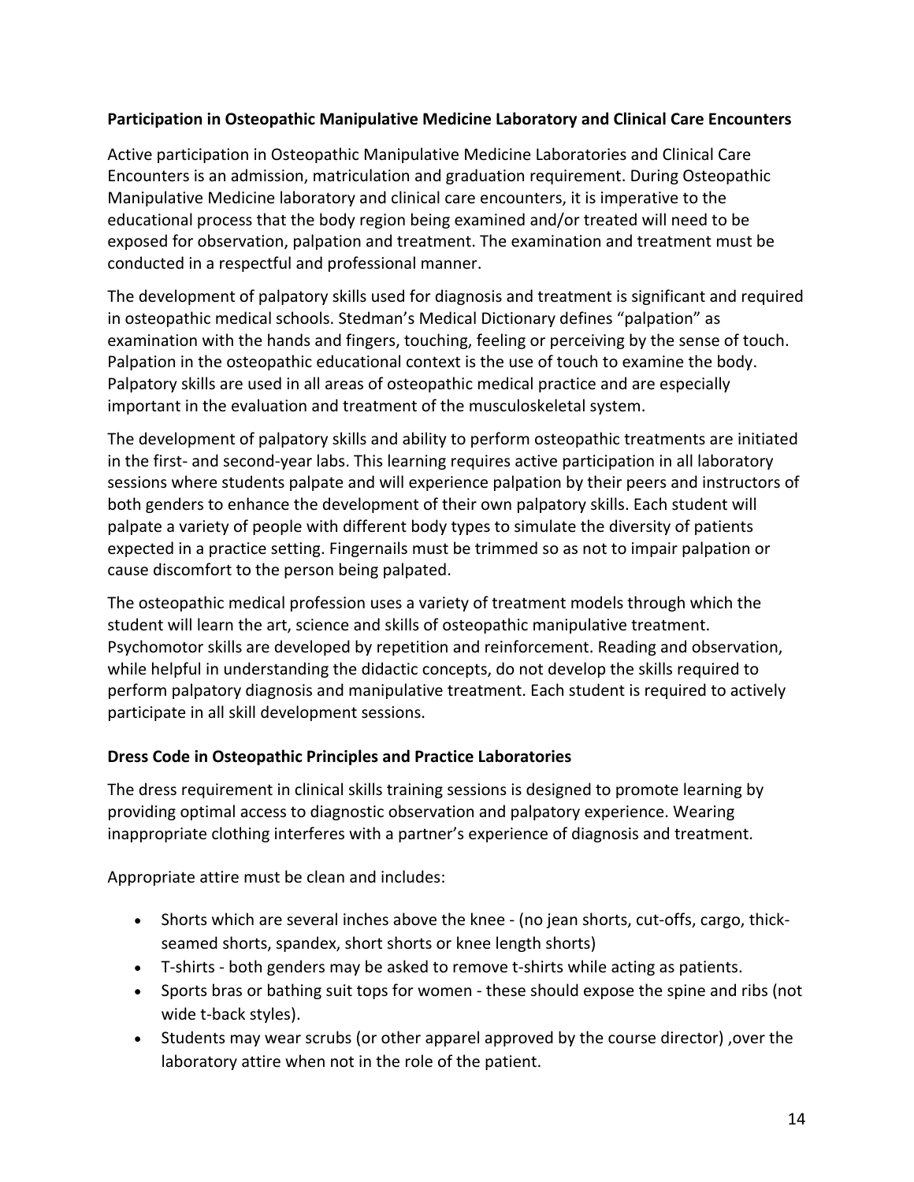**Participation in Osteopathic Manipulative Medicine Laboratory and Clinical Care Encounters**

Active participation in Osteopathic Manipulative Medicine Laboratories and Clinical Care Encounters is an admission, matriculation and graduation requirement. During Osteopathic Manipulative Medicine laboratory and clinical care encounters, it is imperative to the educational process that the body region being examined and/or treated will need to be exposed for observation, palpation and treatment. The examination and treatment must be conducted in a respectful and professional manner.

The development of palpatory skills used for diagnosis and treatment is significant and required in osteopathic medical schools. Stedman's Medical Dictionary defines "palpation" as examination with the hands and fingers, touching, feeling or perceiving by the sense of touch. Palpation in the osteopathic educational context is the use of touch to examine the body. Palpatory skills are used in all areas of osteopathic medical practice and are especially important in the evaluation and treatment of the musculoskeletal system.

The development of palpatory skills and ability to perform osteopathic treatments are initiated in the first- and second-year labs. This learning requires active participation in all laboratory sessions where students palpate and will experience palpation by their peers and instructors of both genders to enhance the development of their own palpatory skills. Each student will palpate a variety of people with different body types to simulate the diversity of patients expected in a practice setting. Fingernails must be trimmed so as not to impair palpation or cause discomfort to the person being palpated.

The osteopathic medical profession uses a variety of treatment models through which the student will learn the art, science and skills of osteopathic manipulative treatment. Psychomotor skills are developed by repetition and reinforcement. Reading and observation, while helpful in understanding the didactic concepts, do not develop the skills required to perform palpatory diagnosis and manipulative treatment. Each student is required to actively participate in all skill development sessions.

**Dress Code in Osteopathic Principles and Practice Laboratories**

The dress requirement in clinical skills training sessions is designed to promote learning by providing optimal access to diagnostic observation and palpatory experience. Wearing inappropriate clothing interferes with a partner's experience of diagnosis and treatment.

Appropriate attire must be clean and includes:

- Shorts which are several inches above the knee - (no jean shorts, cut-offs, cargo, thick-seamed shorts, spandex, short shorts or knee length shorts)
- T-shirts - both genders may be asked to remove t-shirts while acting as patients.
- Sports bras or bathing suit tops for women - these should expose the spine and ribs (not wide t-back styles).
- Students may wear scrubs (or other apparel approved by the course director) ,over the laboratory attire when not in the role of the patient.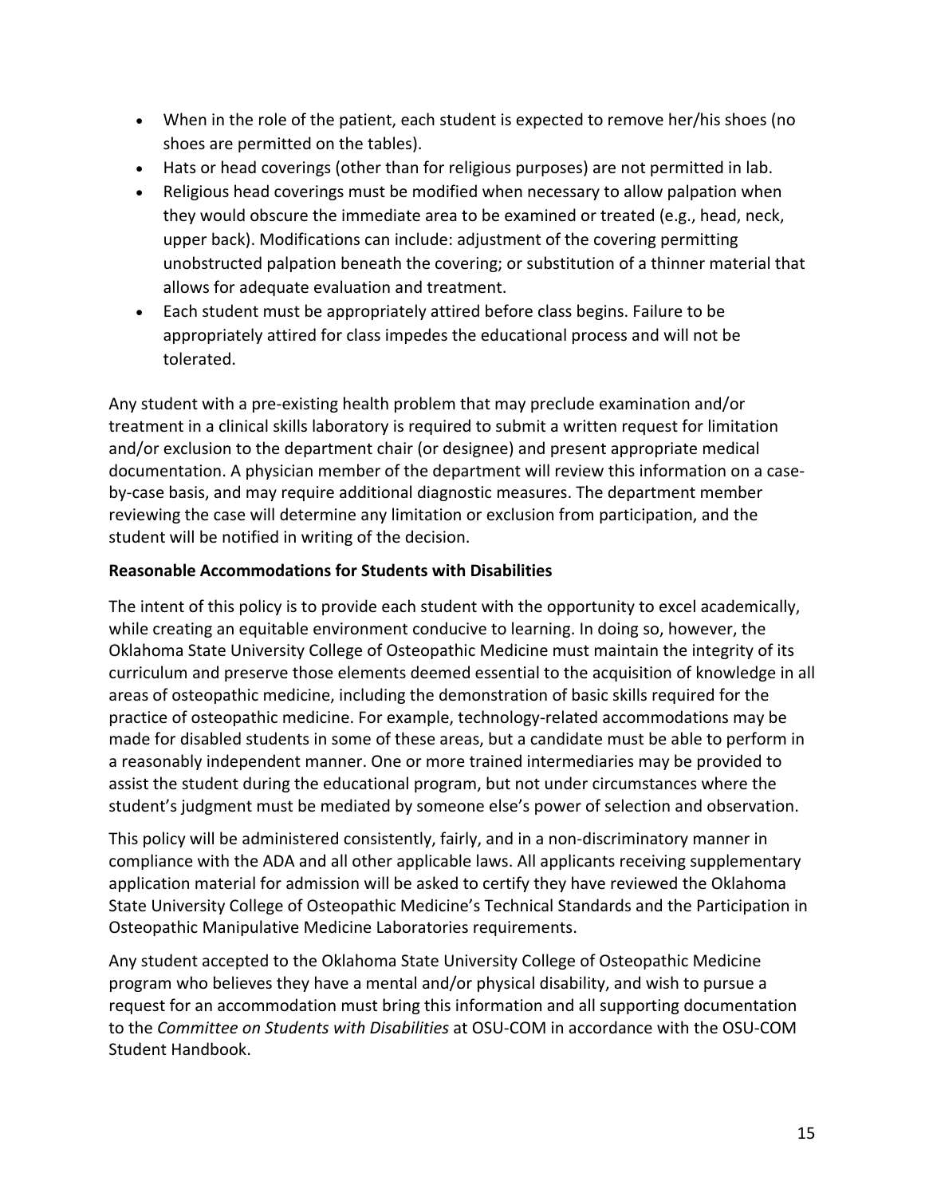- When in the role of the patient, each student is expected to remove her/his shoes (no shoes are permitted on the tables).
- Hats or head coverings (other than for religious purposes) are not permitted in lab.
- Religious head coverings must be modified when necessary to allow palpation when they would obscure the immediate area to be examined or treated (e.g., head, neck, upper back). Modifications can include: adjustment of the covering permitting unobstructed palpation beneath the covering; or substitution of a thinner material that allows for adequate evaluation and treatment.
- Each student must be appropriately attired before class begins. Failure to be appropriately attired for class impedes the educational process and will not be tolerated.

Any student with a pre-existing health problem that may preclude examination and/or treatment in a clinical skills laboratory is required to submit a written request for limitation and/or exclusion to the department chair (or designee) and present appropriate medical documentation. A physician member of the department will review this information on a case-by-case basis, and may require additional diagnostic measures. The department member reviewing the case will determine any limitation or exclusion from participation, and the student will be notified in writing of the decision.

**Reasonable Accommodations for Students with Disabilities**

The intent of this policy is to provide each student with the opportunity to excel academically, while creating an equitable environment conducive to learning. In doing so, however, the Oklahoma State University College of Osteopathic Medicine must maintain the integrity of its curriculum and preserve those elements deemed essential to the acquisition of knowledge in all areas of osteopathic medicine, including the demonstration of basic skills required for the practice of osteopathic medicine. For example, technology-related accommodations may be made for disabled students in some of these areas, but a candidate must be able to perform in a reasonably independent manner. One or more trained intermediaries may be provided to assist the student during the educational program, but not under circumstances where the student's judgment must be mediated by someone else's power of selection and observation.

This policy will be administered consistently, fairly, and in a non-discriminatory manner in compliance with the ADA and all other applicable laws. All applicants receiving supplementary application material for admission will be asked to certify they have reviewed the Oklahoma State University College of Osteopathic Medicine's Technical Standards and the Participation in Osteopathic Manipulative Medicine Laboratories requirements.

Any student accepted to the Oklahoma State University College of Osteopathic Medicine program who believes they have a mental and/or physical disability, and wish to pursue a request for an accommodation must bring this information and all supporting documentation to the *Committee on Students with Disabilities* at OSU-COM in accordance with the OSU-COM Student Handbook.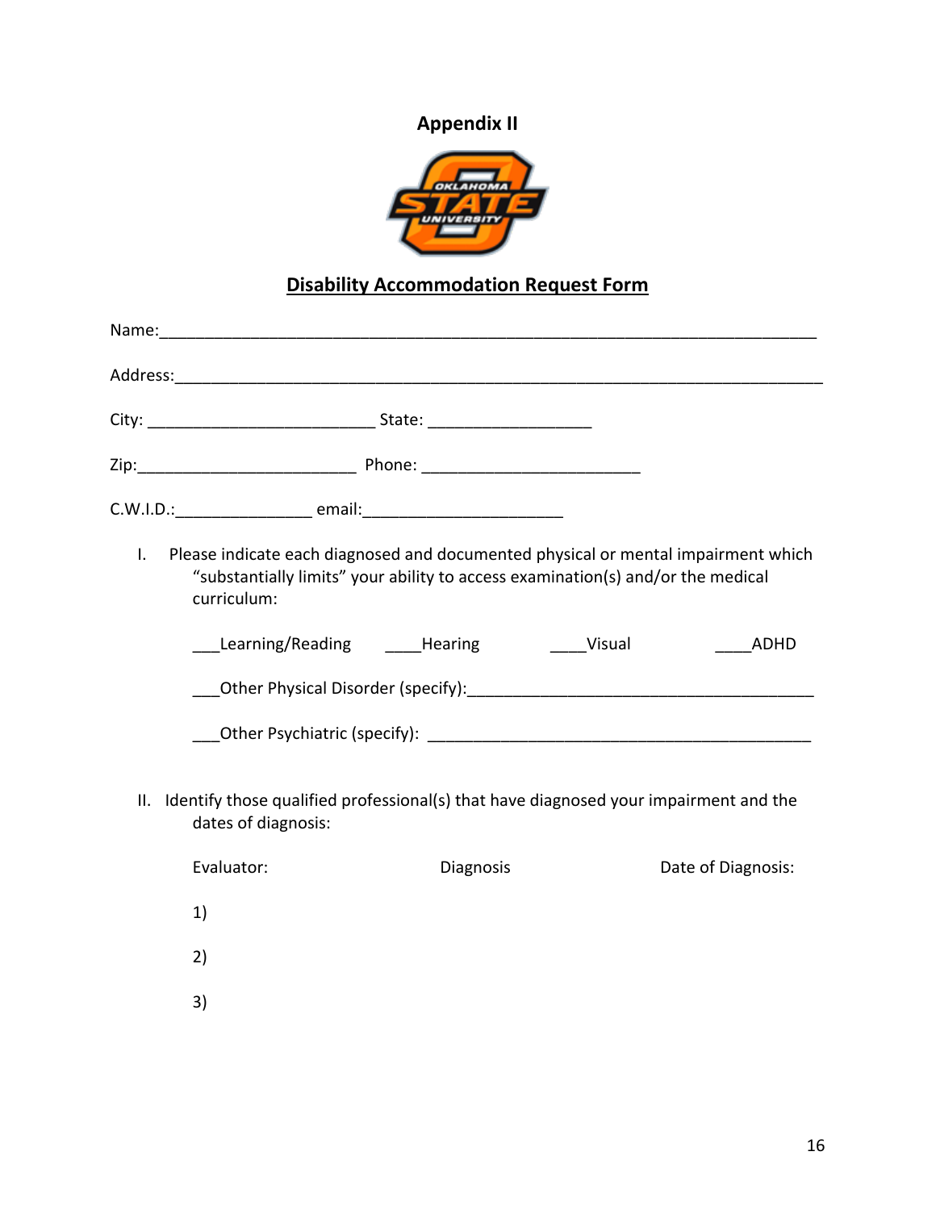## Appendix II

## Disability Accommodation Request Form

Name:___________________________________________________________________________

Address:_________________________________________________________________________

City: _________________________ State: __________________

Zip:________________________ Phone: ________________________

C.W.I.D.:______________ email:______________________

I. Please indicate each diagnosed and documented physical or mental impairment which "substantially limits" your ability to access examination(s) and/or the medical curriculum:

___Learning/Reading ____Hearing ____Visual ____ADHD

___Other Physical Disorder (specify):_______________________________________

___Other Psychiatric (specify): ___________________________________________

II. Identify those qualified professional(s) that have diagnosed your impairment and the dates of diagnosis:

| Evaluator: | Diagnosis | Date of Diagnosis: |
|---|---|---|
| 1) | | |
| 2) | | |
| 3) | | |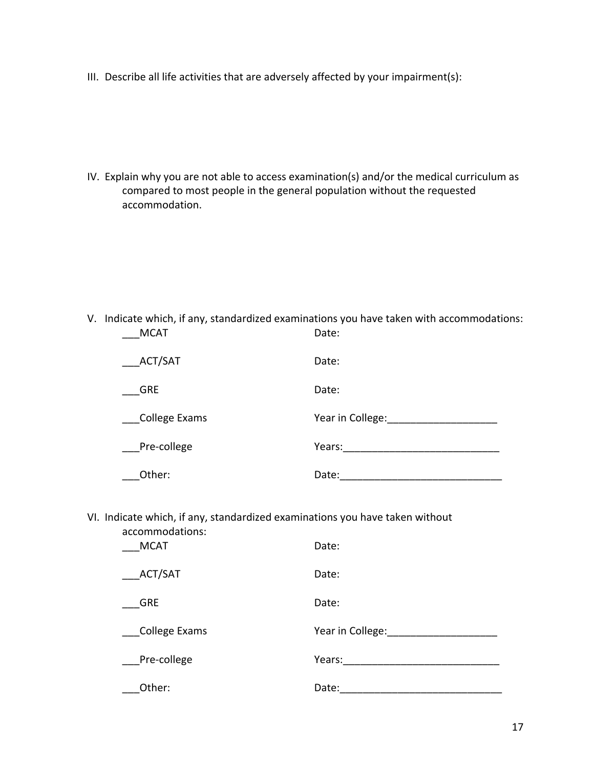III. Describe all life activities that are adversely affected by your impairment(s):

IV. Explain why you are not able to access examination(s) and/or the medical curriculum as compared to most people in the general population without the requested accommodation.

V. Indicate which, if any, standardized examinations you have taken with accommodations:

| | |
|---|---|
| ___MCAT | Date: |
| ___ACT/SAT | Date: |
| ___GRE | Date: |
| ___College Exams | Year in College:___________________ |
| ___Pre-college | Years:___________________________ |
| ___Other: | Date:____________________________ |

VI. Indicate which, if any, standardized examinations you have taken without accommodations:

| | |
|---|---|
| ___MCAT | Date: |
| ___ACT/SAT | Date: |
| ___GRE | Date: |
| ___College Exams | Year in College:___________________ |
| ___Pre-college | Years:___________________________ |
| ___Other: | Date:____________________________ |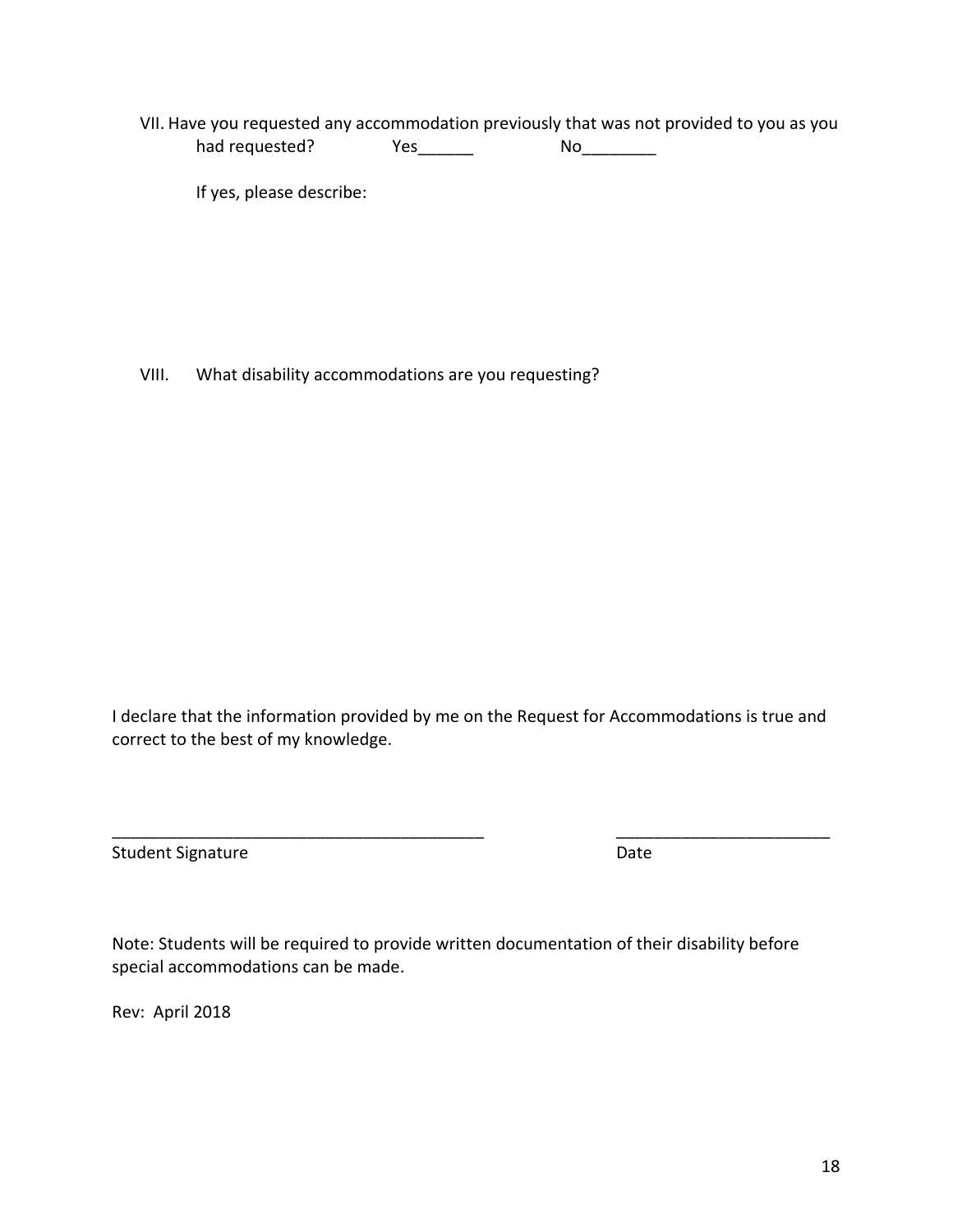VII. Have you requested any accommodation previously that was not provided to you as you had requested? Yes______ No________

If yes, please describe:

VIII. What disability accommodations are you requesting?

I declare that the information provided by me on the Request for Accommodations is true and correct to the best of my knowledge.

_________________________________________ _______________________

Student Signature Date

Note: Students will be required to provide written documentation of their disability before special accommodations can be made.

Rev: April 2018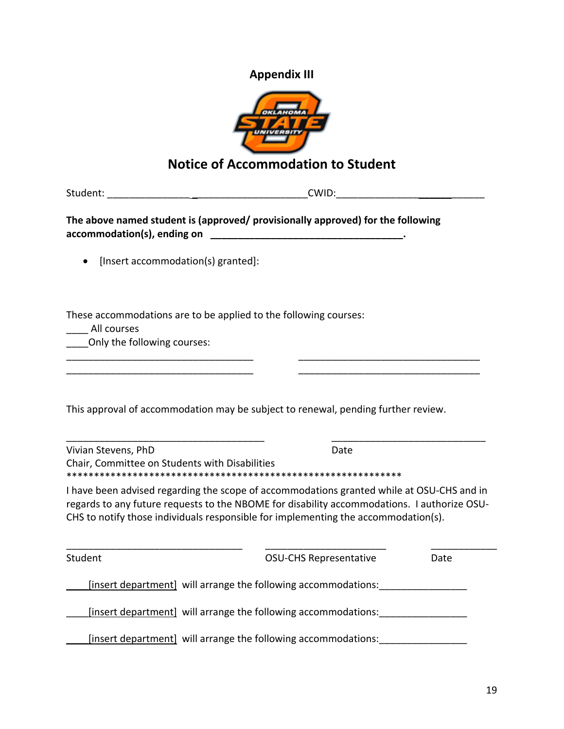## Appendix III

# Notice of Accommodation to Student

Student: ____________________________________ CWID: ____________________________

**The above named student is (approved/ provisionally approved) for the following accommodation(s), ending on ___________________________________.**

- [Insert accommodation(s) granted]:

These accommodations are to be applied to the following courses:
____ All courses
____Only the following courses:
___________________________________ ___________________________________
___________________________________ ___________________________________

This approval of accommodation may be subject to renewal, pending further review.

_____________________________________ _____________________________

Vivian Stevens, PhD — Date
Chair, Committee on Students with Disabilities

*****************************************************************

I have been advised regarding the scope of accommodations granted while at OSU-CHS and in regards to any future requests to the NBOME for disability accommodations. I authorize OSU-CHS to notify those individuals responsible for implementing the accommodation(s).

_________________________________ ______________________ ____________

Student — OSU-CHS Representative — Date

____[insert department] will arrange the following accommodations:________________

____[insert department] will arrange the following accommodations:________________

____[insert department] will arrange the following accommodations:________________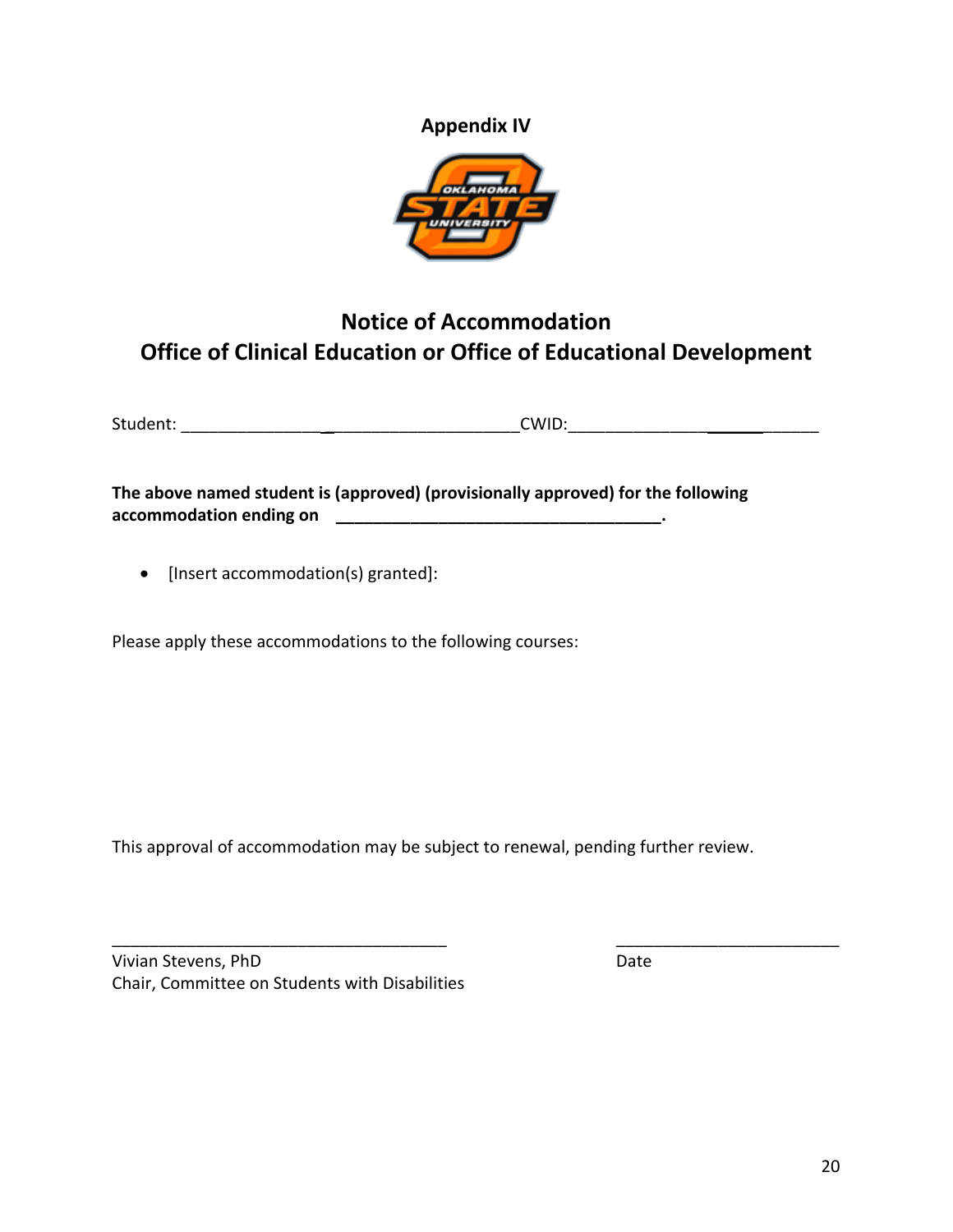**Appendix IV**

# Notice of Accommodation
# Office of Clinical Education or Office of Educational Development

Student: ____________________________________CWID:____________________________

**The above named student is (approved) (provisionally approved) for the following accommodation ending on ____________________________________.**

- [Insert accommodation(s) granted]:

Please apply these accommodations to the following courses:

This approval of accommodation may be subject to renewal, pending further review.

_____________________________________ _________________________

Vivian Stevens, PhD
Chair, Committee on Students with Disabilities

Date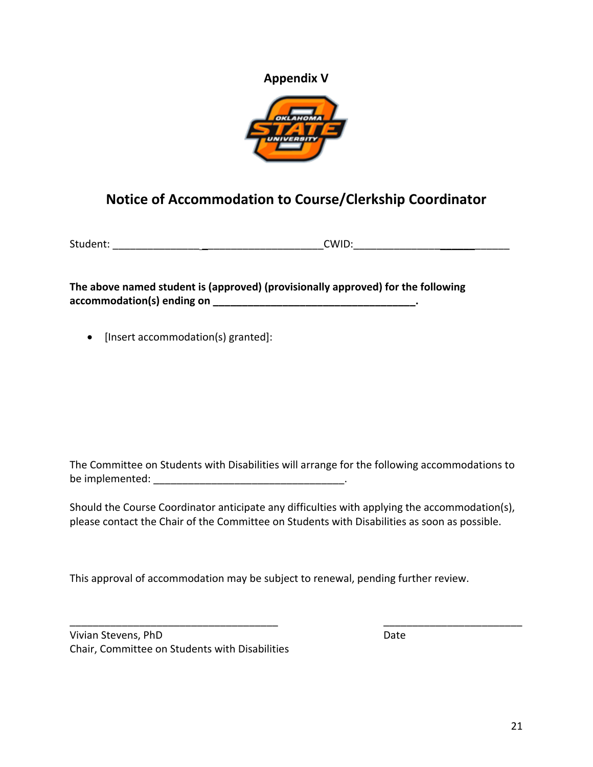## Appendix V

# Notice of Accommodation to Course/Clerkship Coordinator

Student: ____________________________________CWID:___________________________

**The above named student is (approved) (provisionally approved) for the following accommodation(s) ending on ____________________________________.**

- [Insert accommodation(s) granted]:

The Committee on Students with Disabilities will arrange for the following accommodations to be implemented: _________________________________.

Should the Course Coordinator anticipate any difficulties with applying the accommodation(s), please contact the Chair of the Committee on Students with Disabilities as soon as possible.

This approval of accommodation may be subject to renewal, pending further review.

_____________________________________ _________________________

Vivian Stevens, PhD
Chair, Committee on Students with Disabilities

Date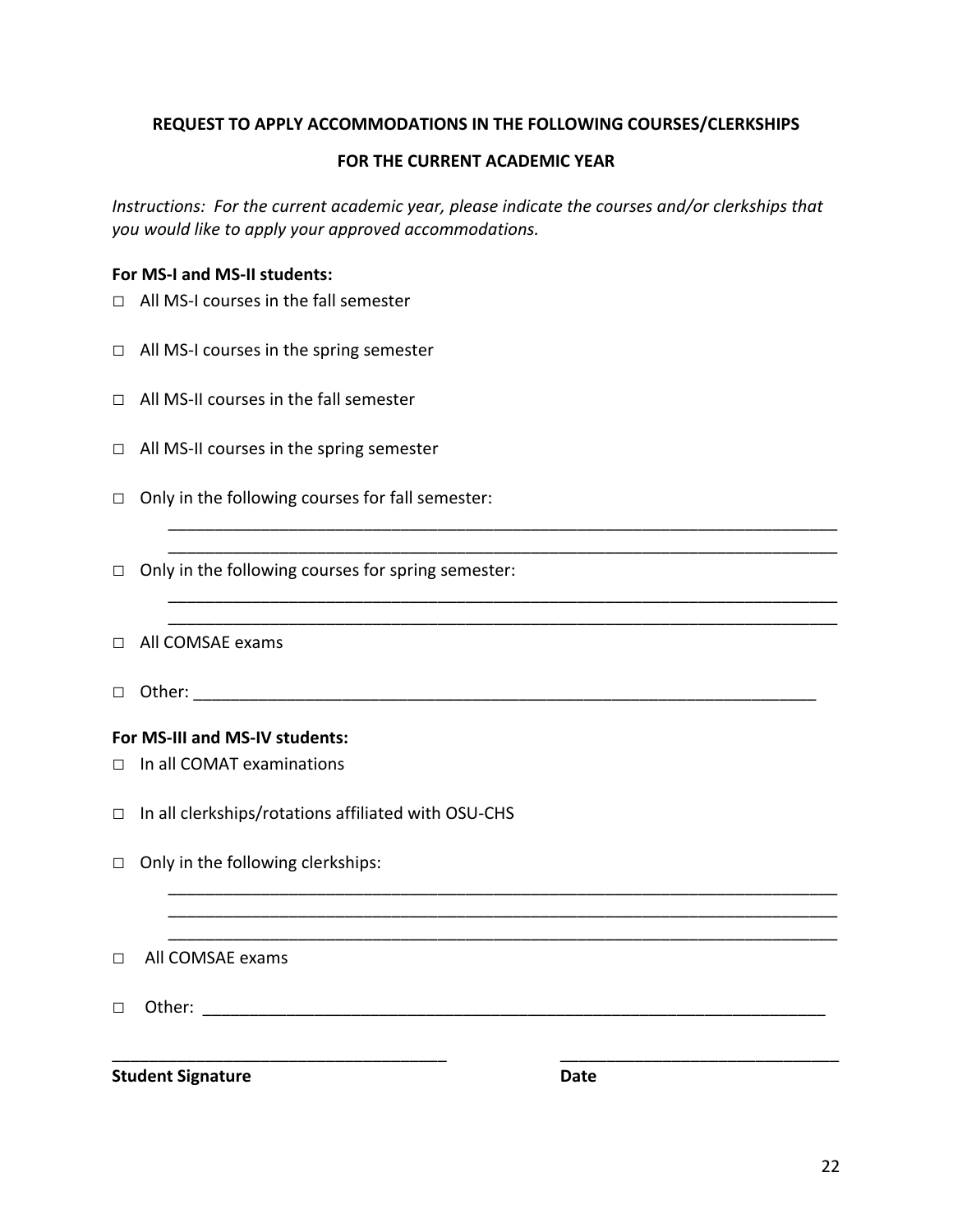**REQUEST TO APPLY ACCOMMODATIONS IN THE FOLLOWING COURSES/CLERKSHIPS**

**FOR THE CURRENT ACADEMIC YEAR**

*Instructions: For the current academic year, please indicate the courses and/or clerkships that you would like to apply your approved accommodations.*

**For MS-I and MS-II students:**

□ All MS-I courses in the fall semester

□ All MS-I courses in the spring semester

□ All MS-II courses in the fall semester

□ All MS-II courses in the spring semester

□ Only in the following courses for fall semester:

_______________________________________________________________________________

_______________________________________________________________________________

□ Only in the following courses for spring semester:

_______________________________________________________________________________

_______________________________________________________________________________

□ All COMSAE exams

□ Other: ____________________________________________________________________

**For MS-III and MS-IV students:**

□ In all COMAT examinations

□ In all clerkships/rotations affiliated with OSU-CHS

□ Only in the following clerkships:

_______________________________________________________________________________

_______________________________________________________________________________

_______________________________________________________________________________

□ All COMSAE exams

□ Other: ____________________________________________________________________

_____________________________________ _______________________________

**Student Signature** **Date**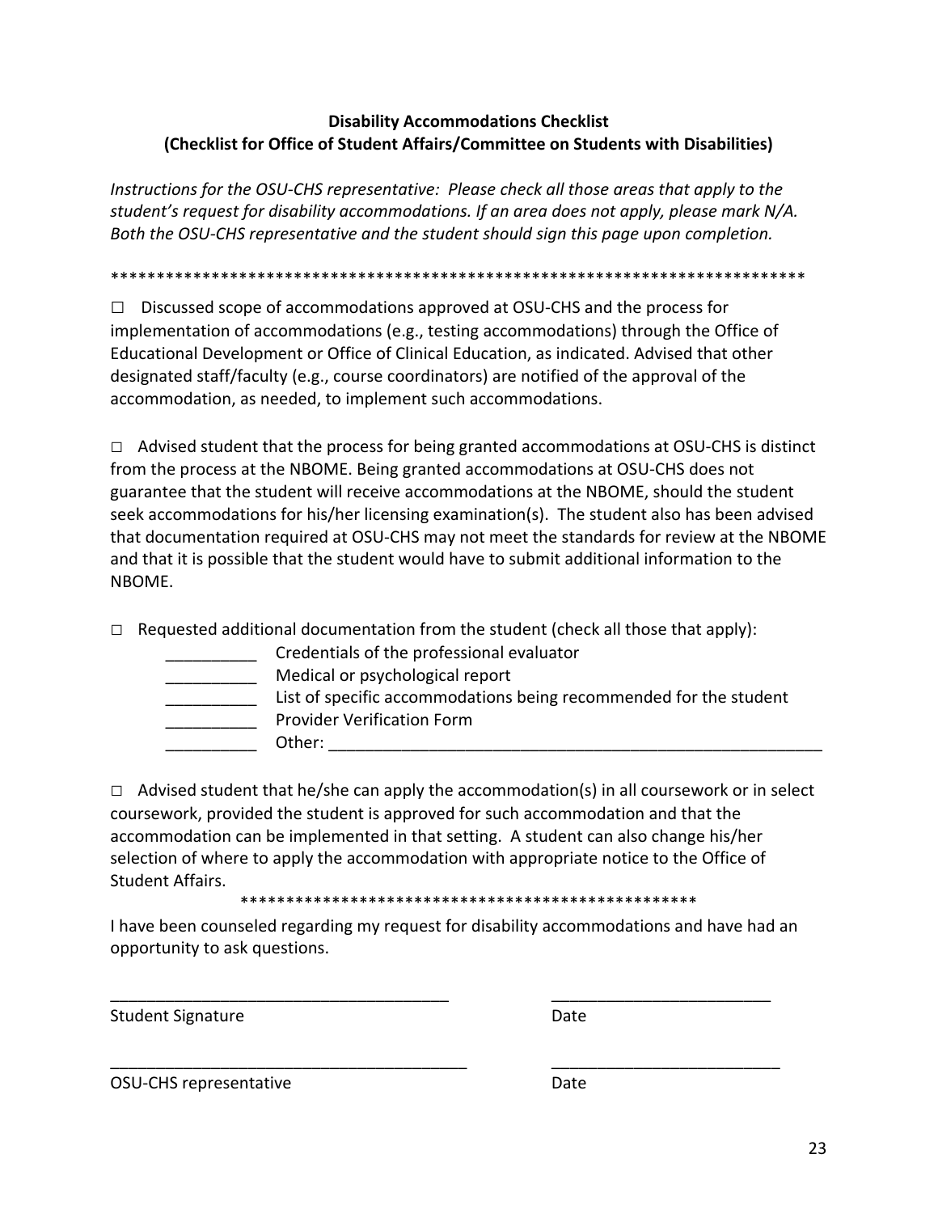**Disability Accommodations Checklist**
**(Checklist for Office of Student Affairs/Committee on Students with Disabilities)**

*Instructions for the OSU-CHS representative: Please check all those areas that apply to the student's request for disability accommodations. If an area does not apply, please mark N/A. Both the OSU-CHS representative and the student should sign this page upon completion.*

*******************************************************************************

□ Discussed scope of accommodations approved at OSU-CHS and the process for implementation of accommodations (e.g., testing accommodations) through the Office of Educational Development or Office of Clinical Education, as indicated. Advised that other designated staff/faculty (e.g., course coordinators) are notified of the approval of the accommodation, as needed, to implement such accommodations.

□ Advised student that the process for being granted accommodations at OSU-CHS is distinct from the process at the NBOME. Being granted accommodations at OSU-CHS does not guarantee that the student will receive accommodations at the NBOME, should the student seek accommodations for his/her licensing examination(s). The student also has been advised that documentation required at OSU-CHS may not meet the standards for review at the NBOME and that it is possible that the student would have to submit additional information to the NBOME.

□ Requested additional documentation from the student (check all those that apply):

- __________ Credentials of the professional evaluator
- __________ Medical or psychological report
- __________ List of specific accommodations being recommended for the student
- __________ Provider Verification Form
- __________ Other: ________________________________________________________

□ Advised student that he/she can apply the accommodation(s) in all coursework or in select coursework, provided the student is approved for such accommodation and that the accommodation can be implemented in that setting. A student can also change his/her selection of where to apply the accommodation with appropriate notice to the Office of Student Affairs.

***************************************************

I have been counseled regarding my request for disability accommodations and have had an opportunity to ask questions.

_____________________________________ &nbsp;&nbsp;&nbsp;&nbsp; ________________________

Student Signature &nbsp;&nbsp;&nbsp;&nbsp; Date

________________________________________ &nbsp;&nbsp;&nbsp;&nbsp; _________________________

OSU-CHS representative &nbsp;&nbsp;&nbsp;&nbsp; Date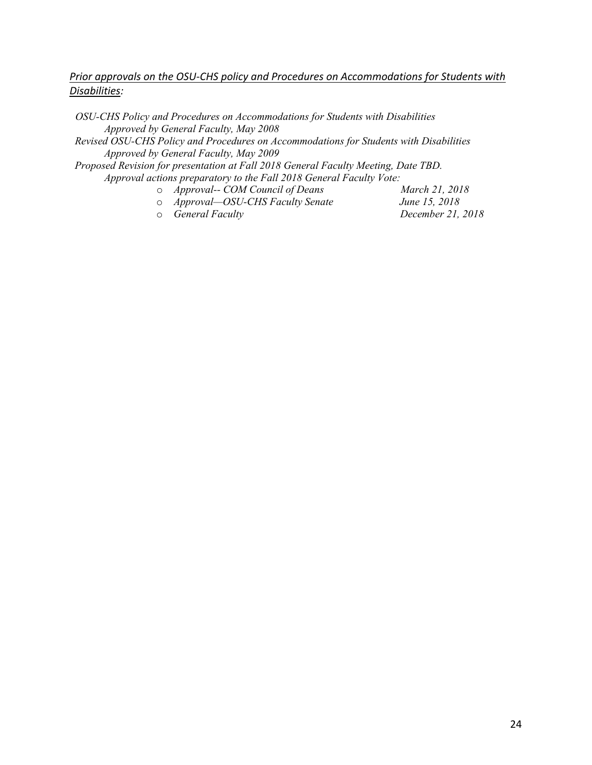*__Prior approvals on the OSU-CHS policy and Procedures on Accommodations for Students with Disabilities__:*

*OSU-CHS Policy and Procedures on Accommodations for Students with Disabilities*
*Approved by General Faculty, May 2008*
*Revised OSU-CHS Policy and Procedures on Accommodations for Students with Disabilities*
*Approved by General Faculty, May 2009*
*Proposed Revision for presentation at Fall 2018 General Faculty Meeting, Date TBD.*
*Approval actions preparatory to the Fall 2018 General Faculty Vote:*

- *Approval-- COM Council of Deans* — *March 21, 2018*
- *Approval—OSU-CHS Faculty Senate* — *June 15, 2018*
- *General Faculty* — *December 21, 2018*